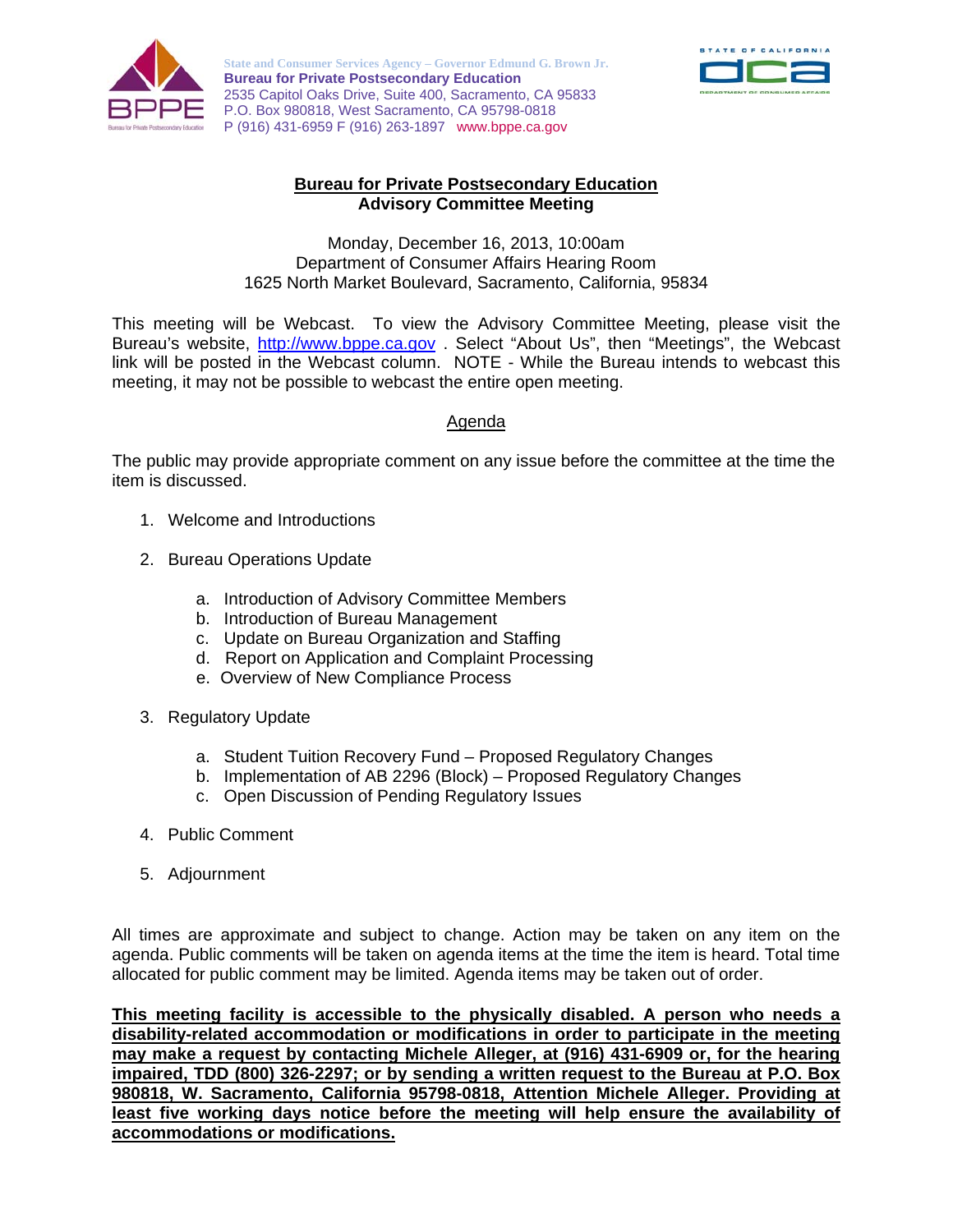State and Consumer Services Agency – Governor Edmund G. Brown Jr.
**Bureau for Private Postsecondary Education**
2535 Capitol Oaks Drive, Suite 400, Sacramento, CA 95833
P.O. Box 980818, West Sacramento, CA 95798-0818
P (916) 431-6959 F (916) 263-1897 www.bppe.ca.gov

# Bureau for Private Postsecondary Education
## Advisory Committee Meeting

Monday, December 16, 2013, 10:00am
Department of Consumer Affairs Hearing Room
1625 North Market Boulevard, Sacramento, California, 95834

This meeting will be Webcast. To view the Advisory Committee Meeting, please visit the Bureau's website, http://www.bppe.ca.gov . Select "About Us", then "Meetings", the Webcast link will be posted in the Webcast column. NOTE - While the Bureau intends to webcast this meeting, it may not be possible to webcast the entire open meeting.

## Agenda

The public may provide appropriate comment on any issue before the committee at the time the item is discussed.

1. Welcome and Introductions

2. Bureau Operations Update

   a. Introduction of Advisory Committee Members
   b. Introduction of Bureau Management
   c. Update on Bureau Organization and Staffing
   d. Report on Application and Complaint Processing
   e. Overview of New Compliance Process

3. Regulatory Update

   a. Student Tuition Recovery Fund – Proposed Regulatory Changes
   b. Implementation of AB 2296 (Block) – Proposed Regulatory Changes
   c. Open Discussion of Pending Regulatory Issues

4. Public Comment

5. Adjournment

All times are approximate and subject to change. Action may be taken on any item on the agenda. Public comments will be taken on agenda items at the time the item is heard. Total time allocated for public comment may be limited. Agenda items may be taken out of order.

**This meeting facility is accessible to the physically disabled. A person who needs a disability-related accommodation or modifications in order to participate in the meeting may make a request by contacting Michele Alleger, at (916) 431-6909 or, for the hearing impaired, TDD (800) 326-2297; or by sending a written request to the Bureau at P.O. Box 980818, W. Sacramento, California 95798-0818, Attention Michele Alleger. Providing at least five working days notice before the meeting will help ensure the availability of accommodations or modifications.**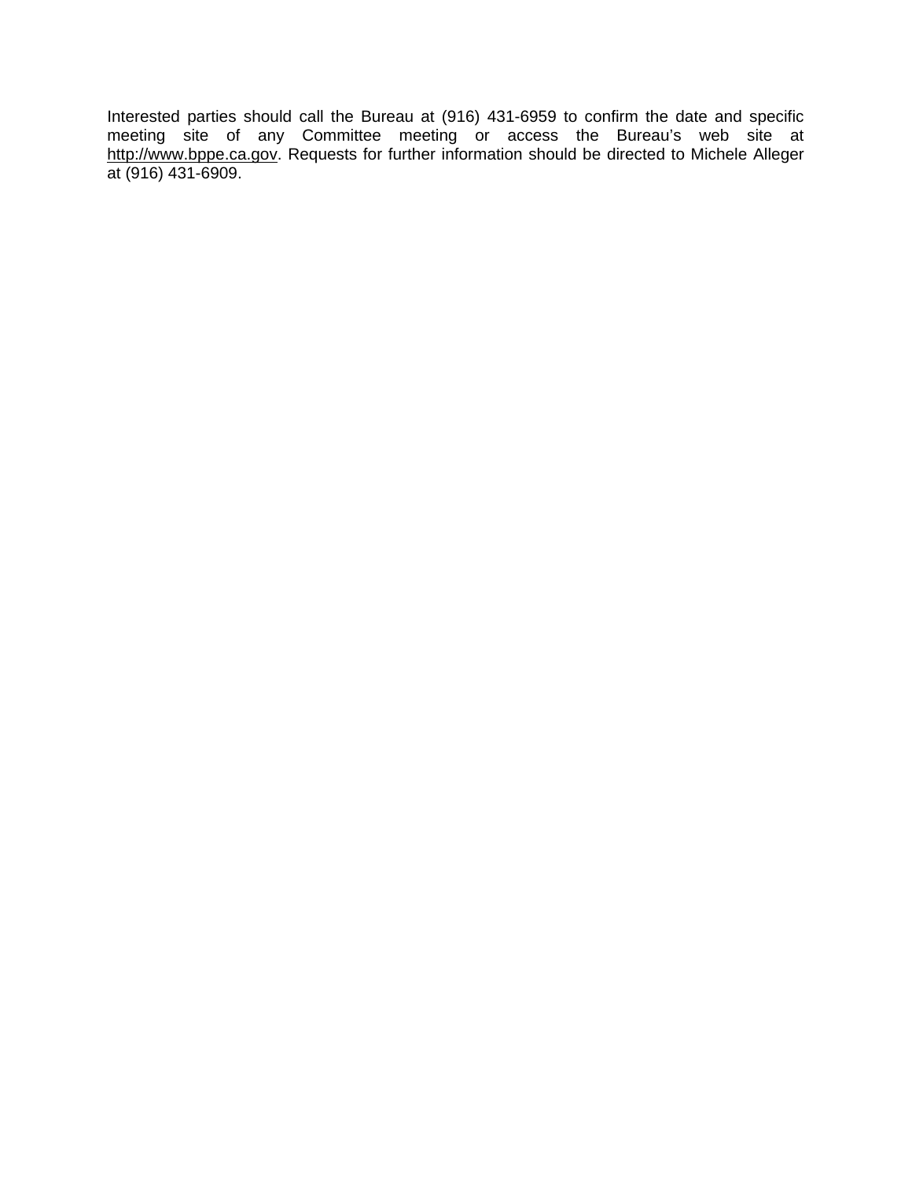Interested parties should call the Bureau at (916) 431-6959 to confirm the date and specific meeting site of any Committee meeting or access the Bureau's web site at http://www.bppe.ca.gov. Requests for further information should be directed to Michele Alleger at (916) 431-6909.